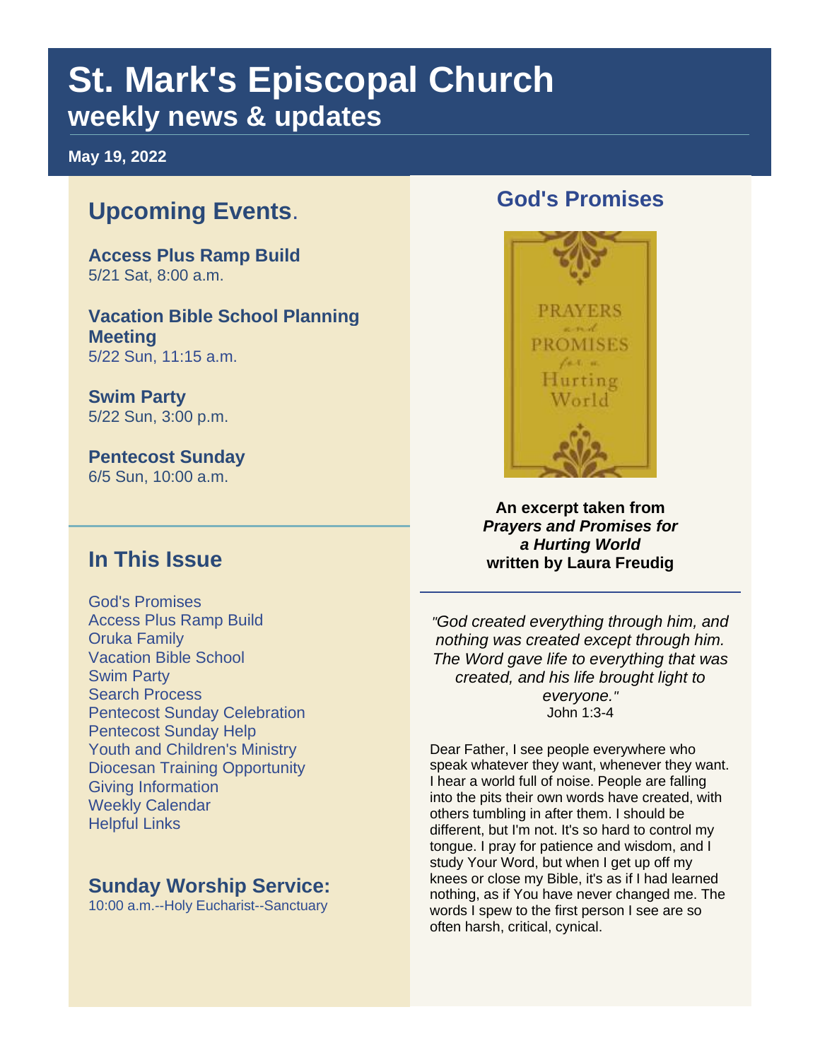# St. Mark's Episcopal Church
## weekly news & updates

**May 19, 2022**

## Upcoming Events.

**Access Plus Ramp Build**
5/21 Sat, 8:00 a.m.

**Vacation Bible School Planning Meeting**
5/22 Sun, 11:15 a.m.

**Swim Party**
5/22 Sun, 3:00 p.m.

**Pentecost Sunday**
6/5 Sun, 10:00 a.m.

## In This Issue

God's Promises
Access Plus Ramp Build
Oruka Family
Vacation Bible School
Swim Party
Search Process
Pentecost Sunday Celebration
Pentecost Sunday Help
Youth and Children's Ministry
Diocesan Training Opportunity
Giving Information
Weekly Calendar
Helpful Links

## Sunday Worship Service:

10:00 a.m.--Holy Eucharist--Sanctuary

## God's Promises

**An excerpt taken from *Prayers and Promises for a Hurting World* written by Laura Freudig**

*"God created everything through him, and nothing was created except through him. The Word gave life to everything that was created, and his life brought light to everyone."*
John 1:3-4

Dear Father, I see people everywhere who speak whatever they want, whenever they want. I hear a world full of noise. People are falling into the pits their own words have created, with others tumbling in after them. I should be different, but I'm not. It's so hard to control my tongue. I pray for patience and wisdom, and I study Your Word, but when I get up off my knees or close my Bible, it's as if I had learned nothing, as if You have never changed me. The words I spew to the first person I see are so often harsh, critical, cynical.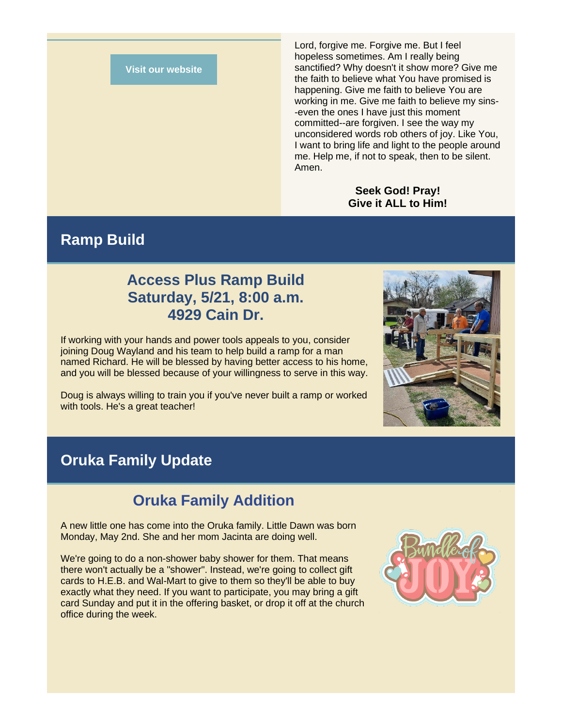Visit our website

Lord, forgive me. Forgive me. But I feel hopeless sometimes. Am I really being sanctified? Why doesn't it show more? Give me the faith to believe what You have promised is happening. Give me faith to believe You are working in me. Give me faith to believe my sins--even the ones I have just this moment committed--are forgiven. I see the way my unconsidered words rob others of joy. Like You, I want to bring life and light to the people around me. Help me, if not to speak, then to be silent. Amen.

**Seek God! Pray!**
**Give it ALL to Him!**

## Ramp Build

### Access Plus Ramp Build
### Saturday, 5/21, 8:00 a.m.
### 4929 Cain Dr.

If working with your hands and power tools appeals to you, consider joining Doug Wayland and his team to help build a ramp for a man named Richard. He will be blessed by having better access to his home, and you will be blessed because of your willingness to serve in this way.

Doug is always willing to train you if you've never built a ramp or worked with tools. He's a great teacher!

## Oruka Family Update

### Oruka Family Addition

A new little one has come into the Oruka family. Little Dawn was born Monday, May 2nd. She and her mom Jacinta are doing well.

We're going to do a non-shower baby shower for them. That means there won't actually be a "shower". Instead, we're going to collect gift cards to H.E.B. and Wal-Mart to give to them so they'll be able to buy exactly what they need. If you want to participate, you may bring a gift card Sunday and put it in the offering basket, or drop it off at the church office during the week.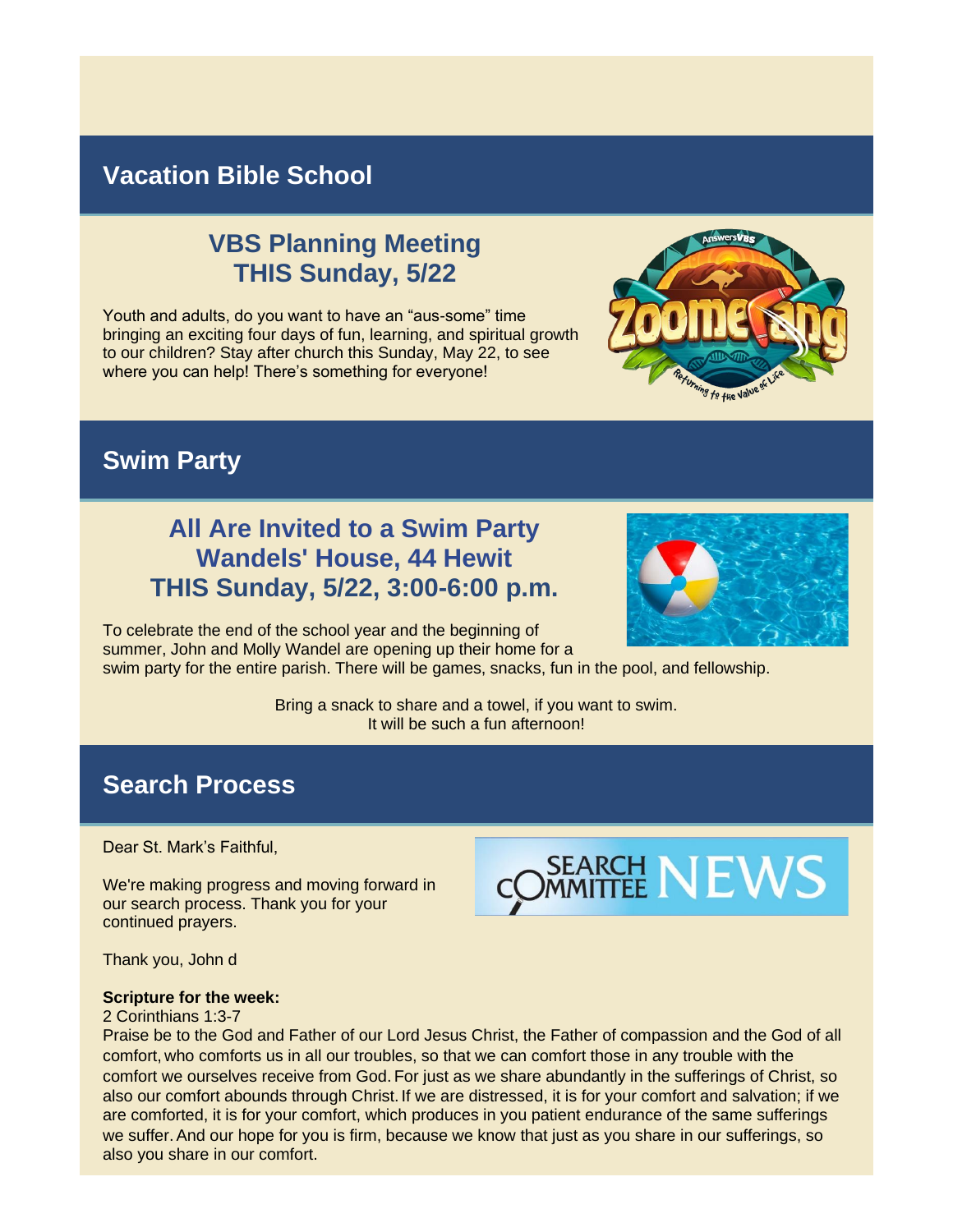## Vacation Bible School

### VBS Planning Meeting
### THIS Sunday, 5/22

Youth and adults, do you want to have an “aus-some” time bringing an exciting four days of fun, learning, and spiritual growth to our children? Stay after church this Sunday, May 22, to see where you can help! There’s something for everyone!

## Swim Party

### All Are Invited to a Swim Party
### Wandels' House, 44 Hewit
### THIS Sunday, 5/22, 3:00-6:00 p.m.

To celebrate the end of the school year and the beginning of summer, John and Molly Wandel are opening up their home for a swim party for the entire parish. There will be games, snacks, fun in the pool, and fellowship.

Bring a snack to share and a towel, if you want to swim.
It will be such a fun afternoon!

## Search Process

Dear St. Mark’s Faithful,

We're making progress and moving forward in our search process. Thank you for your continued prayers.

Thank you, John d

**Scripture for the week:**
2 Corinthians 1:3-7
Praise be to the God and Father of our Lord Jesus Christ, the Father of compassion and the God of all comfort, who comforts us in all our troubles, so that we can comfort those in any trouble with the comfort we ourselves receive from God. For just as we share abundantly in the sufferings of Christ, so also our comfort abounds through Christ. If we are distressed, it is for your comfort and salvation; if we are comforted, it is for your comfort, which produces in you patient endurance of the same sufferings we suffer. And our hope for you is firm, because we know that just as you share in our sufferings, so also you share in our comfort.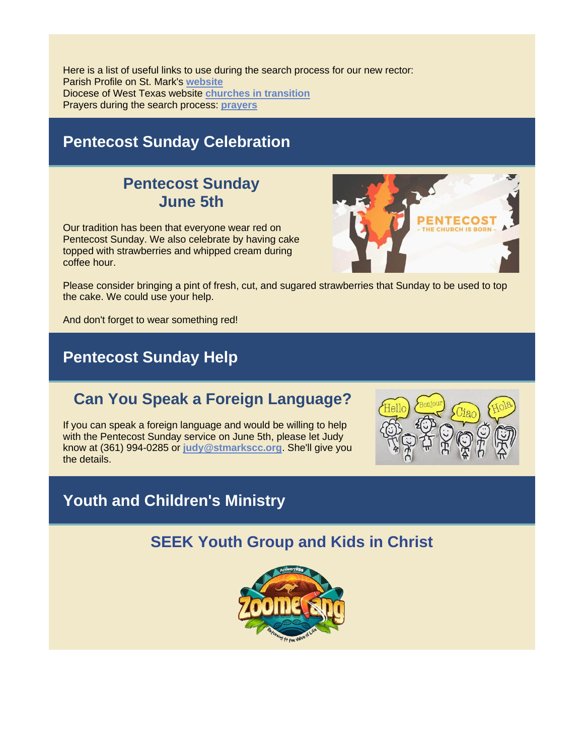Here is a list of useful links to use during the search process for our new rector:
Parish Profile on St. Mark's **website**
Diocese of West Texas website **churches in transition**
Prayers during the search process: **prayers**

## Pentecost Sunday Celebration

### Pentecost Sunday
### June 5th

Our tradition has been that everyone wear red on Pentecost Sunday. We also celebrate by having cake topped with strawberries and whipped cream during coffee hour.

Please consider bringing a pint of fresh, cut, and sugared strawberries that Sunday to be used to top the cake. We could use your help.

And don't forget to wear something red!

## Pentecost Sunday Help

### Can You Speak a Foreign Language?

If you can speak a foreign language and would be willing to help with the Pentecost Sunday service on June 5th, please let Judy know at (361) 994-0285 or **judy@stmarkscc.org**. She'll give you the details.

## Youth and Children's Ministry

### SEEK Youth Group and Kids in Christ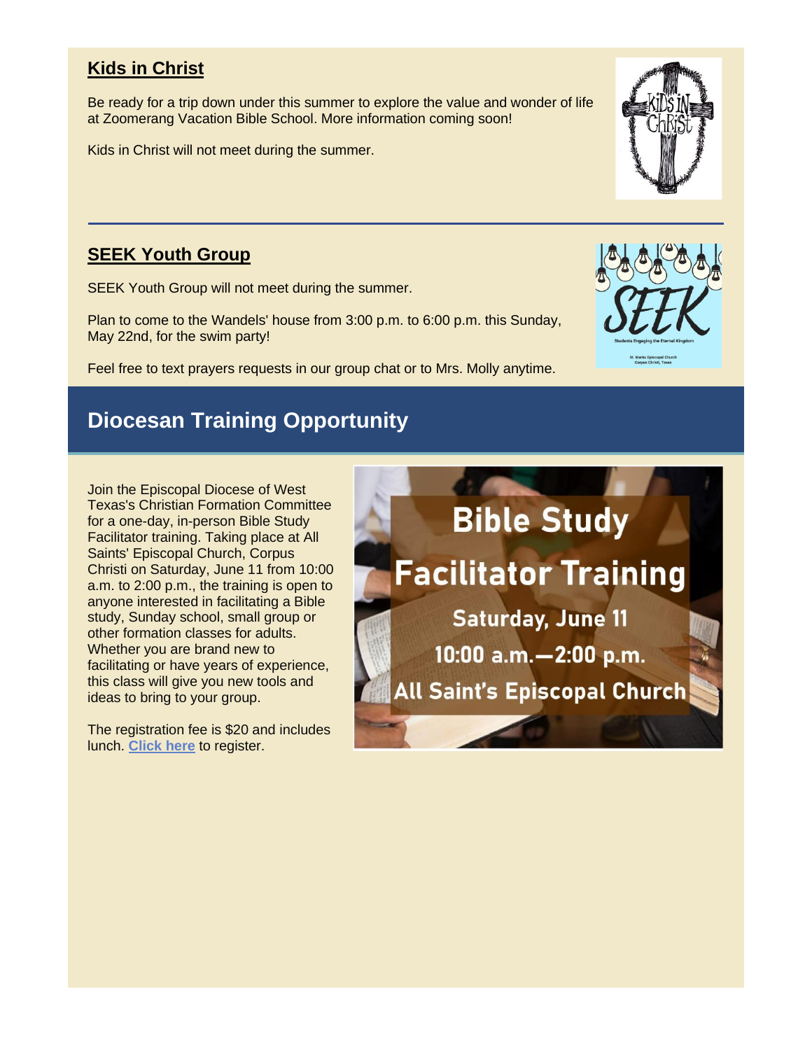## Kids in Christ

Be ready for a trip down under this summer to explore the value and wonder of life at Zoomerang Vacation Bible School. More information coming soon!

Kids in Christ will not meet during the summer.

---

## SEEK Youth Group

SEEK Youth Group will not meet during the summer.

Plan to come to the Wandels' house from 3:00 p.m. to 6:00 p.m. this Sunday, May 22nd, for the swim party!

Feel free to text prayers requests in our group chat or to Mrs. Molly anytime.

## Diocesan Training Opportunity

Join the Episcopal Diocese of West Texas's Christian Formation Committee for a one-day, in-person Bible Study Facilitator training. Taking place at All Saints' Episcopal Church, Corpus Christi on Saturday, June 11 from 10:00 a.m. to 2:00 p.m., the training is open to anyone interested in facilitating a Bible study, Sunday school, small group or other formation classes for adults. Whether you are brand new to facilitating or have years of experience, this class will give you new tools and ideas to bring to your group.

The registration fee is $20 and includes lunch. **Click here** to register.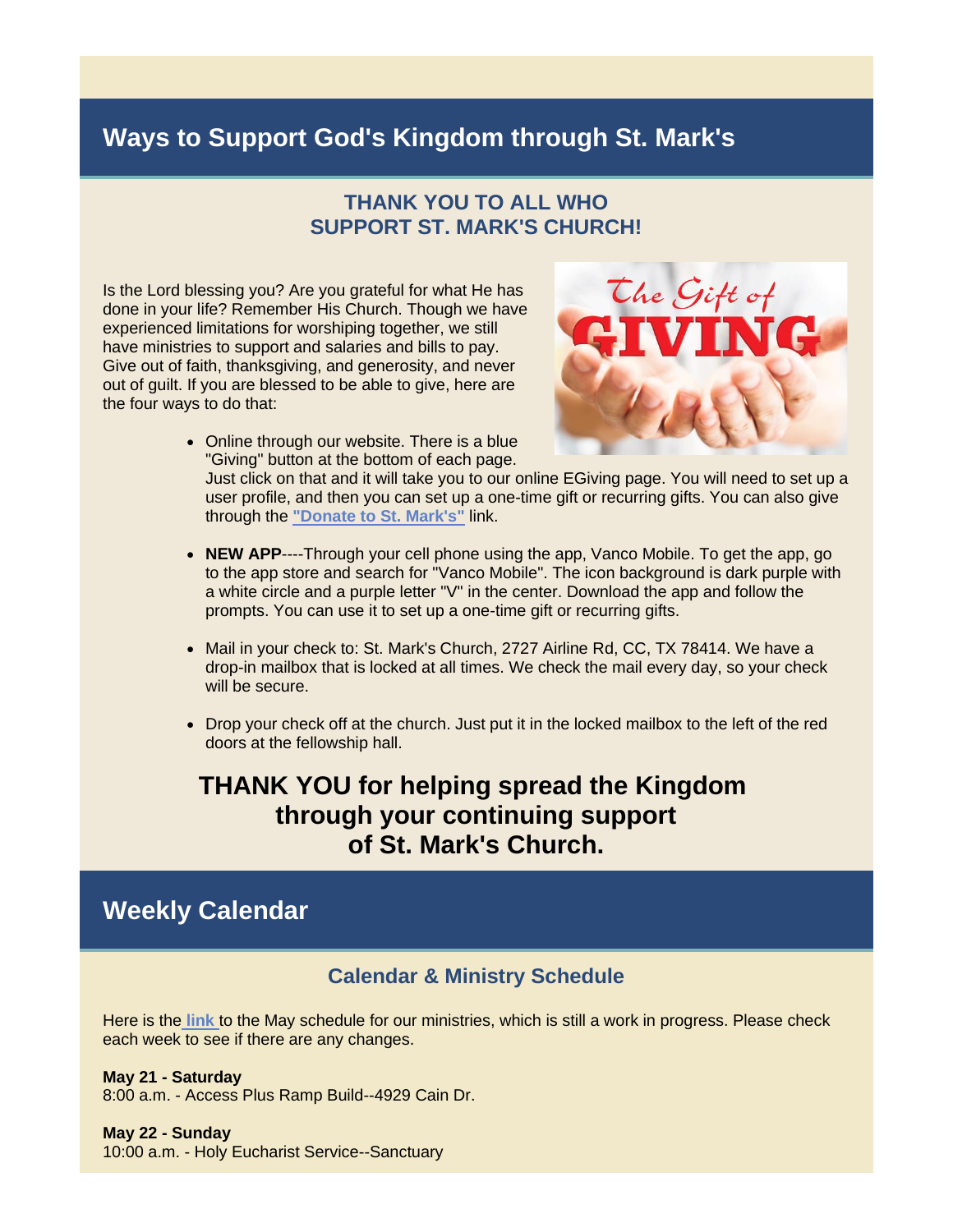## Ways to Support God's Kingdom through St. Mark's

### THANK YOU TO ALL WHO SUPPORT ST. MARK'S CHURCH!

Is the Lord blessing you? Are you grateful for what He has done in your life? Remember His Church. Though we have experienced limitations for worshiping together, we still have ministries to support and salaries and bills to pay. Give out of faith, thanksgiving, and generosity, and never out of guilt. If you are blessed to be able to give, here are the four ways to do that:

- Online through our website. There is a blue "Giving" button at the bottom of each page. Just click on that and it will take you to our online EGiving page. You will need to set up a user profile, and then you can set up a one-time gift or recurring gifts. You can also give through the **"Donate to St. Mark's"** link.
- **NEW APP**----Through your cell phone using the app, Vanco Mobile. To get the app, go to the app store and search for "Vanco Mobile". The icon background is dark purple with a white circle and a purple letter "V" in the center. Download the app and follow the prompts. You can use it to set up a one-time gift or recurring gifts.
- Mail in your check to: St. Mark's Church, 2727 Airline Rd, CC, TX 78414. We have a drop-in mailbox that is locked at all times. We check the mail every day, so your check will be secure.
- Drop your check off at the church. Just put it in the locked mailbox to the left of the red doors at the fellowship hall.

**THANK YOU for helping spread the Kingdom through your continuing support of St. Mark's Church.**

## Weekly Calendar

### Calendar & Ministry Schedule

Here is the **link** to the May schedule for our ministries, which is still a work in progress. Please check each week to see if there are any changes.

**May 21 - Saturday**
8:00 a.m. - Access Plus Ramp Build--4929 Cain Dr.

**May 22 - Sunday**
10:00 a.m. - Holy Eucharist Service--Sanctuary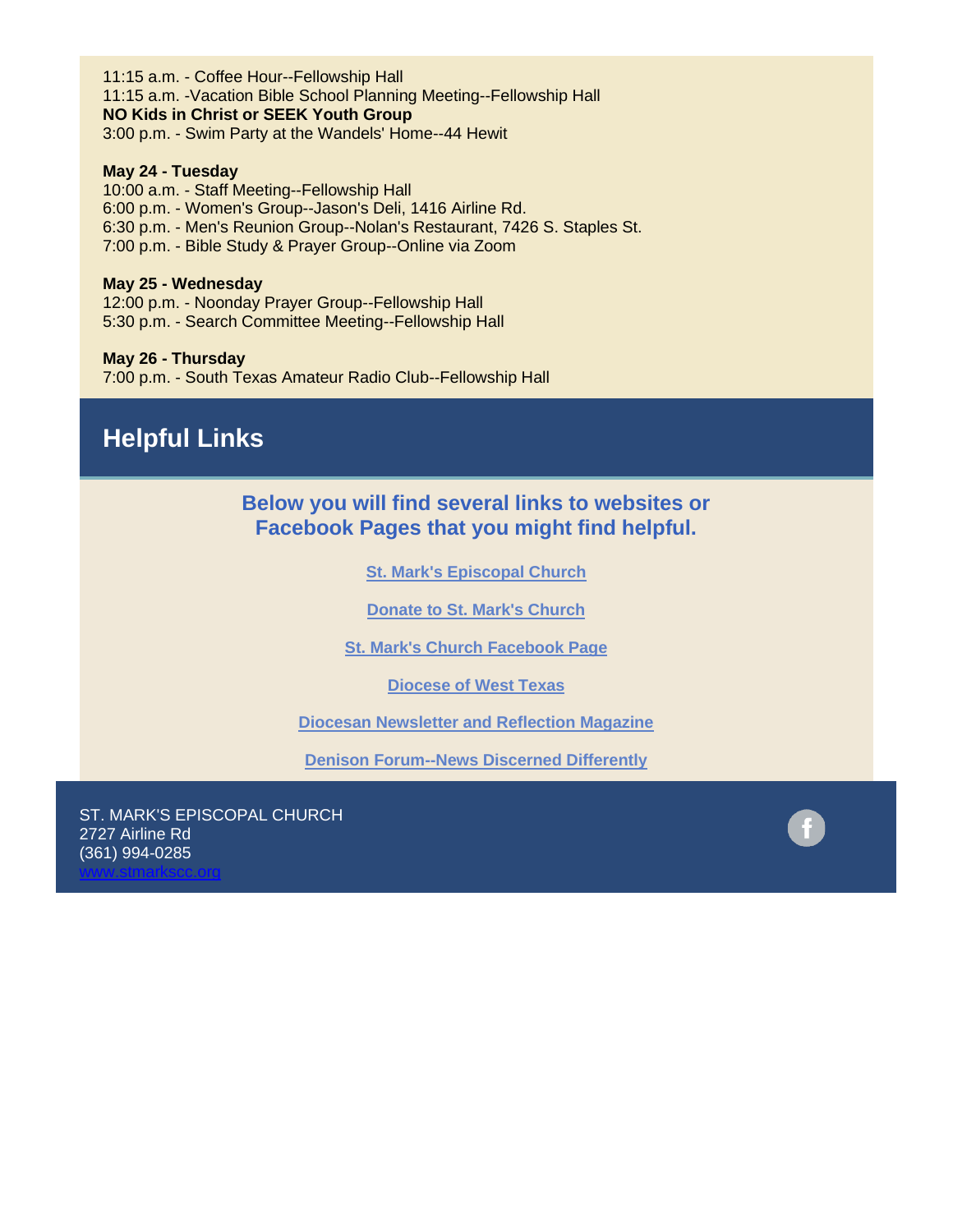11:15 a.m. - Coffee Hour--Fellowship Hall
11:15 a.m. -Vacation Bible School Planning Meeting--Fellowship Hall
**NO Kids in Christ or SEEK Youth Group**
3:00 p.m. - Swim Party at the Wandels' Home--44 Hewit

**May 24 - Tuesday**
10:00 a.m. - Staff Meeting--Fellowship Hall
6:00 p.m. - Women's Group--Jason's Deli, 1416 Airline Rd.
6:30 p.m. - Men's Reunion Group--Nolan's Restaurant, 7426 S. Staples St.
7:00 p.m. - Bible Study & Prayer Group--Online via Zoom

**May 25 - Wednesday**
12:00 p.m. - Noonday Prayer Group--Fellowship Hall
5:30 p.m. - Search Committee Meeting--Fellowship Hall

**May 26 - Thursday**
7:00 p.m. - South Texas Amateur Radio Club--Fellowship Hall

## Helpful Links

**Below you will find several links to websites or Facebook Pages that you might find helpful.**

**St. Mark's Episcopal Church**

**Donate to St. Mark's Church**

**St. Mark's Church Facebook Page**

**Diocese of West Texas**

**Diocesan Newsletter and Reflection Magazine**

**Denison Forum--News Discerned Differently**

ST. MARK'S EPISCOPAL CHURCH
2727 Airline Rd
(361) 994-0285
www.stmarkscc.org